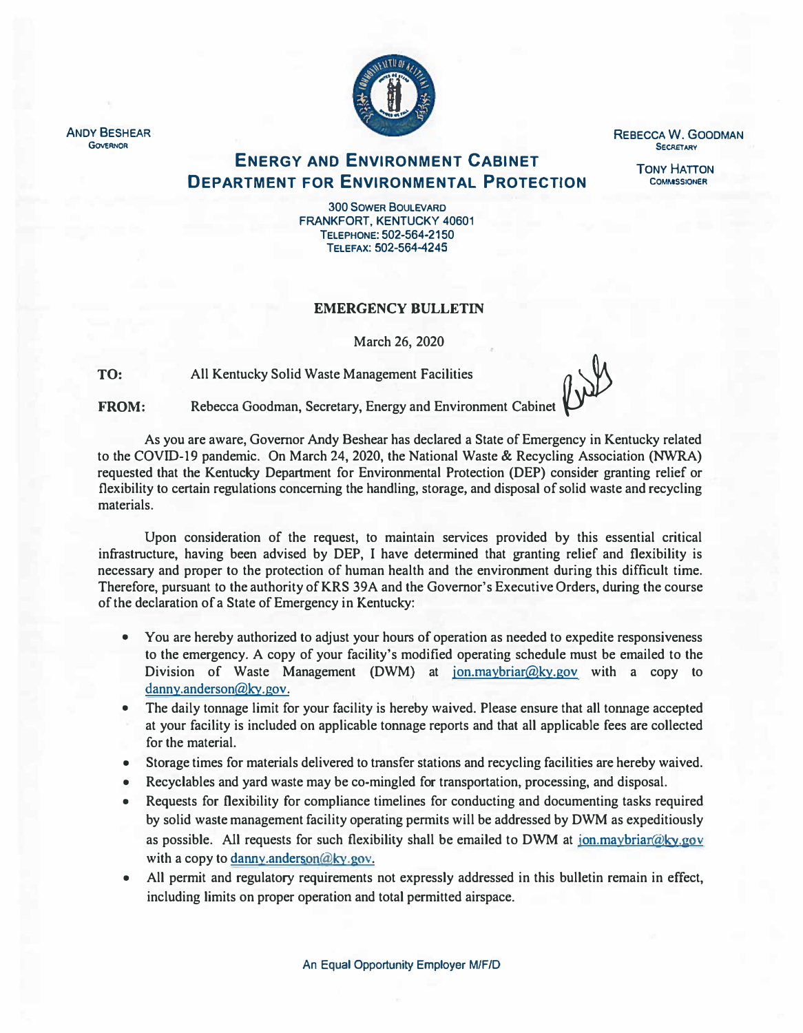ANDY BESHEAR
GOVERNOR

REBECCA W. GOODMAN
SECRETARY

TONY HATTON
COMMISSIONER

# ENERGY AND ENVIRONMENT CABINET
## DEPARTMENT FOR ENVIRONMENTAL PROTECTION

300 SOWER BOULEVARD
FRANKFORT, KENTUCKY 40601
TELEPHONE: 502-564-2150
TELEFAX: 502-564-4245

**EMERGENCY BULLETIN**

March 26, 2020

**TO:** All Kentucky Solid Waste Management Facilities

**FROM:** Rebecca Goodman, Secretary, Energy and Environment Cabinet

As you are aware, Governor Andy Beshear has declared a State of Emergency in Kentucky related to the COVID-19 pandemic. On March 24, 2020, the National Waste & Recycling Association (NWRA) requested that the Kentucky Department for Environmental Protection (DEP) consider granting relief or flexibility to certain regulations concerning the handling, storage, and disposal of solid waste and recycling materials.

Upon consideration of the request, to maintain services provided by this essential critical infrastructure, having been advised by DEP, I have determined that granting relief and flexibility is necessary and proper to the protection of human health and the environment during this difficult time. Therefore, pursuant to the authority of KRS 39A and the Governor's Executive Orders, during the course of the declaration of a State of Emergency in Kentucky:

- You are hereby authorized to adjust your hours of operation as needed to expedite responsiveness to the emergency. A copy of your facility's modified operating schedule must be emailed to the Division of Waste Management (DWM) at jon.maybriar@ky.gov with a copy to danny.anderson@ky.gov.
- The daily tonnage limit for your facility is hereby waived. Please ensure that all tonnage accepted at your facility is included on applicable tonnage reports and that all applicable fees are collected for the material.
- Storage times for materials delivered to transfer stations and recycling facilities are hereby waived.
- Recyclables and yard waste may be co-mingled for transportation, processing, and disposal.
- Requests for flexibility for compliance timelines for conducting and documenting tasks required by solid waste management facility operating permits will be addressed by DWM as expeditiously as possible. All requests for such flexibility shall be emailed to DWM at jon.maybriar@ky.gov with a copy to danny.anderson@ky.gov.
- All permit and regulatory requirements not expressly addressed in this bulletin remain in effect, including limits on proper operation and total permitted airspace.

An Equal Opportunity Employer M/F/D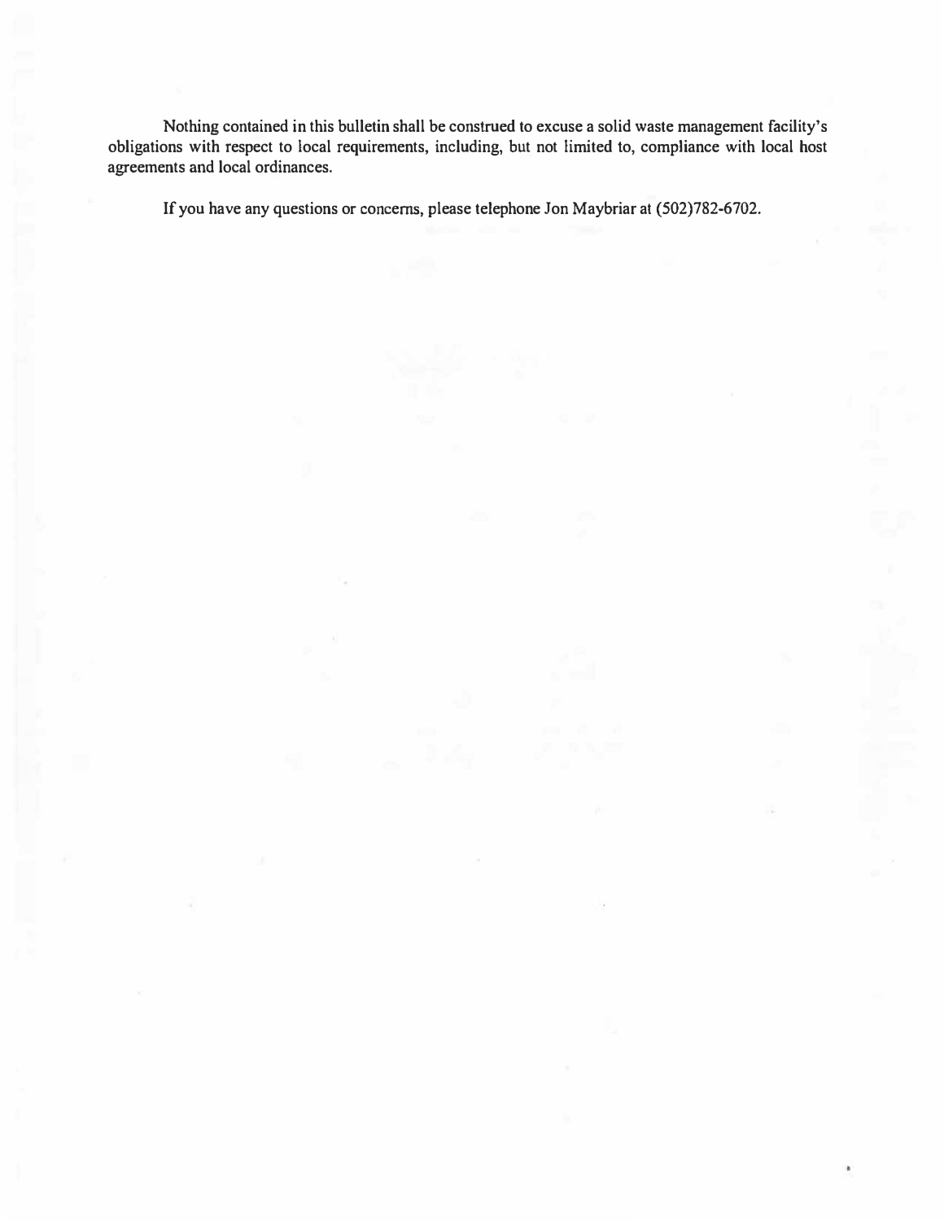Nothing contained in this bulletin shall be construed to excuse a solid waste management facility's obligations with respect to local requirements, including, but not limited to, compliance with local host agreements and local ordinances.

If you have any questions or concerns, please telephone Jon Maybriar at (502)782-6702.